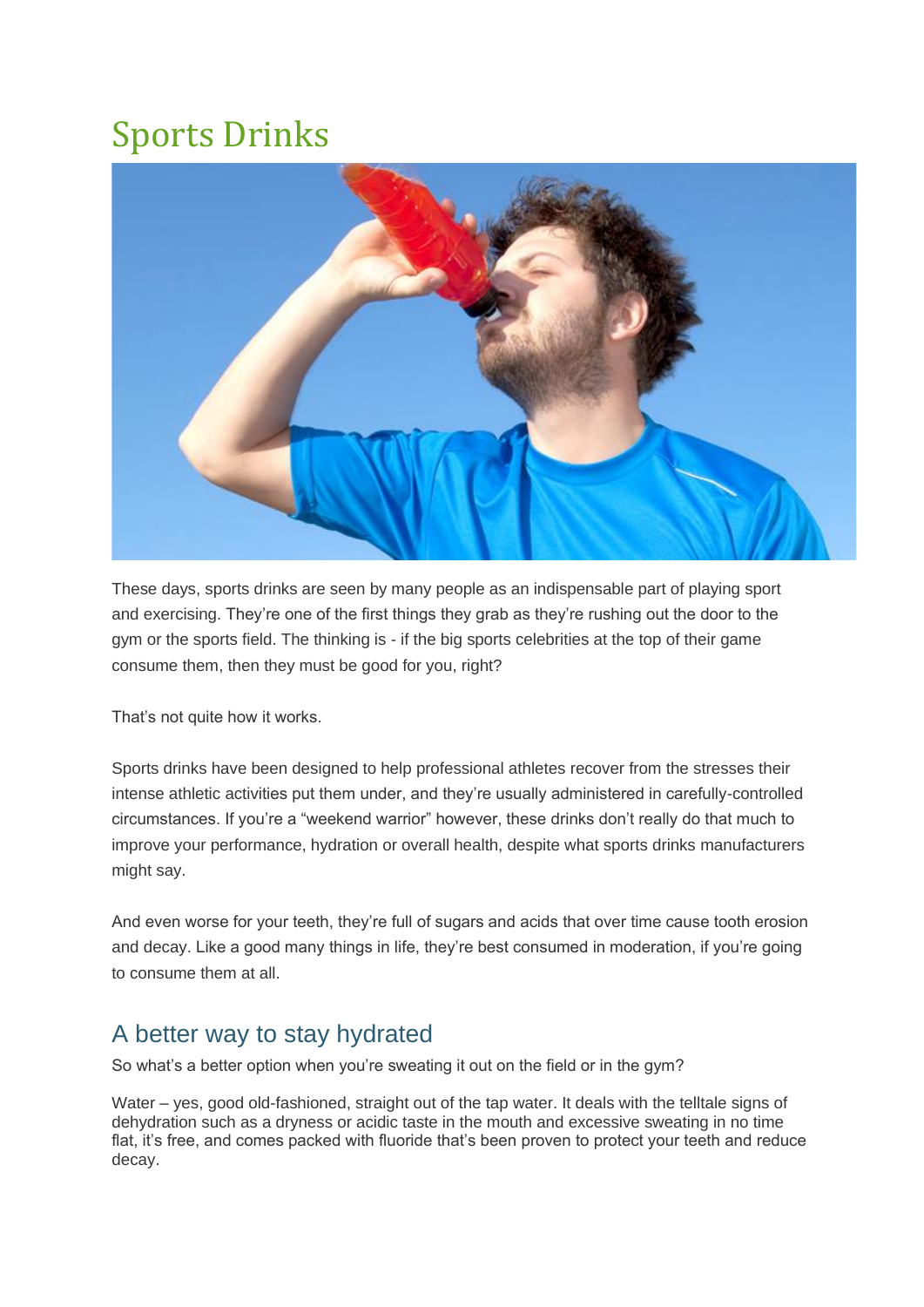# Sports Drinks

These days, sports drinks are seen by many people as an indispensable part of playing sport and exercising. They're one of the first things they grab as they're rushing out the door to the gym or the sports field. The thinking is - if the big sports celebrities at the top of their game consume them, then they must be good for you, right?

That's not quite how it works.

Sports drinks have been designed to help professional athletes recover from the stresses their intense athletic activities put them under, and they're usually administered in carefully-controlled circumstances. If you're a "weekend warrior" however, these drinks don't really do that much to improve your performance, hydration or overall health, despite what sports drinks manufacturers might say.

And even worse for your teeth, they're full of sugars and acids that over time cause tooth erosion and decay. Like a good many things in life, they're best consumed in moderation, if you're going to consume them at all.

## A better way to stay hydrated

So what's a better option when you're sweating it out on the field or in the gym?

Water – yes, good old-fashioned, straight out of the tap water. It deals with the telltale signs of dehydration such as a dryness or acidic taste in the mouth and excessive sweating in no time flat, it's free, and comes packed with fluoride that's been proven to protect your teeth and reduce decay.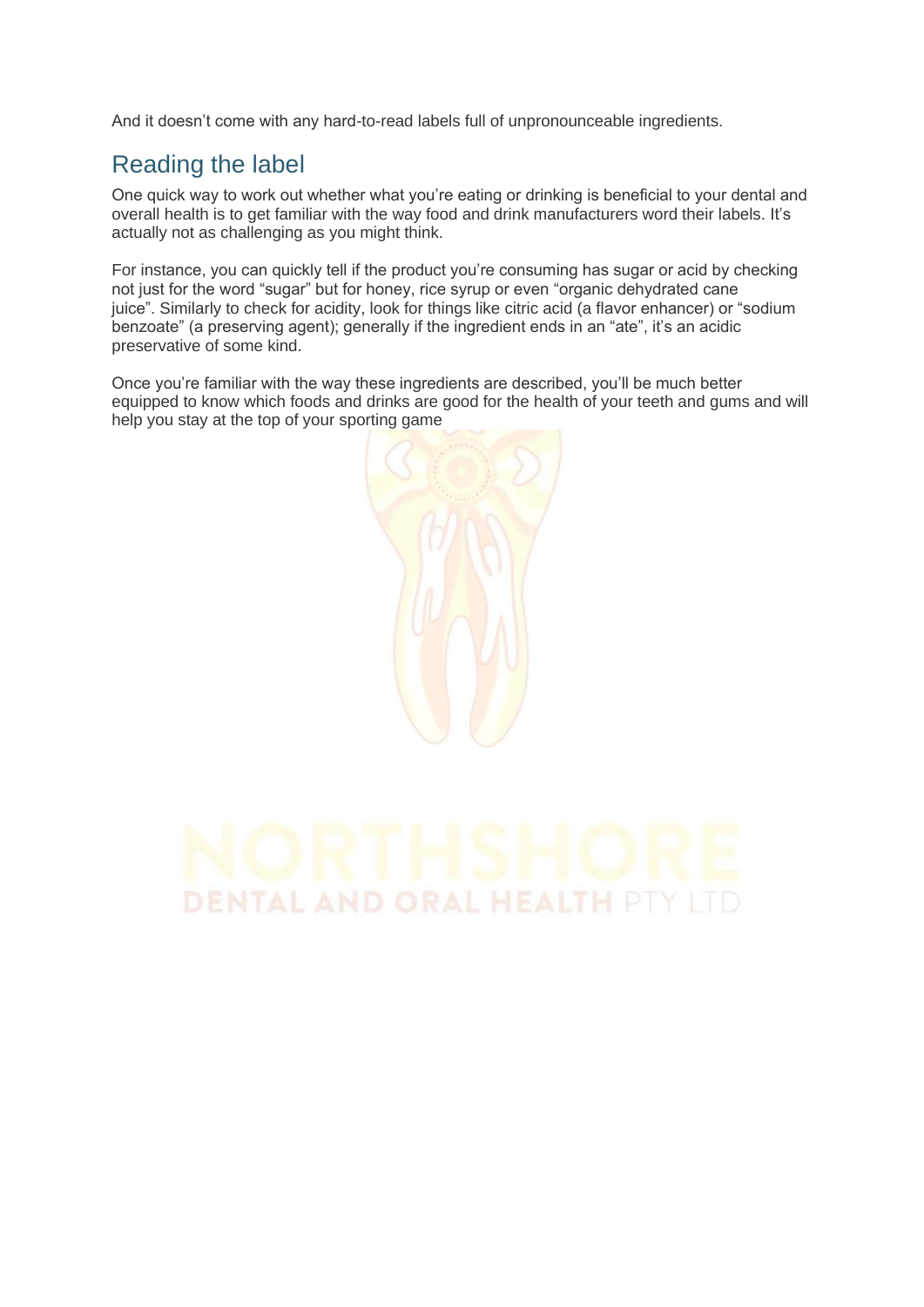And it doesn't come with any hard-to-read labels full of unpronounceable ingredients.

## Reading the label

One quick way to work out whether what you're eating or drinking is beneficial to your dental and overall health is to get familiar with the way food and drink manufacturers word their labels. It's actually not as challenging as you might think.

For instance, you can quickly tell if the product you're consuming has sugar or acid by checking not just for the word "sugar" but for honey, rice syrup or even "organic dehydrated cane juice". Similarly to check for acidity, look for things like citric acid (a flavor enhancer) or "sodium benzoate" (a preserving agent); generally if the ingredient ends in an "ate", it's an acidic preservative of some kind.

Once you're familiar with the way these ingredients are described, you'll be much better equipped to know which foods and drinks are good for the health of your teeth and gums and will help you stay at the top of your sporting game